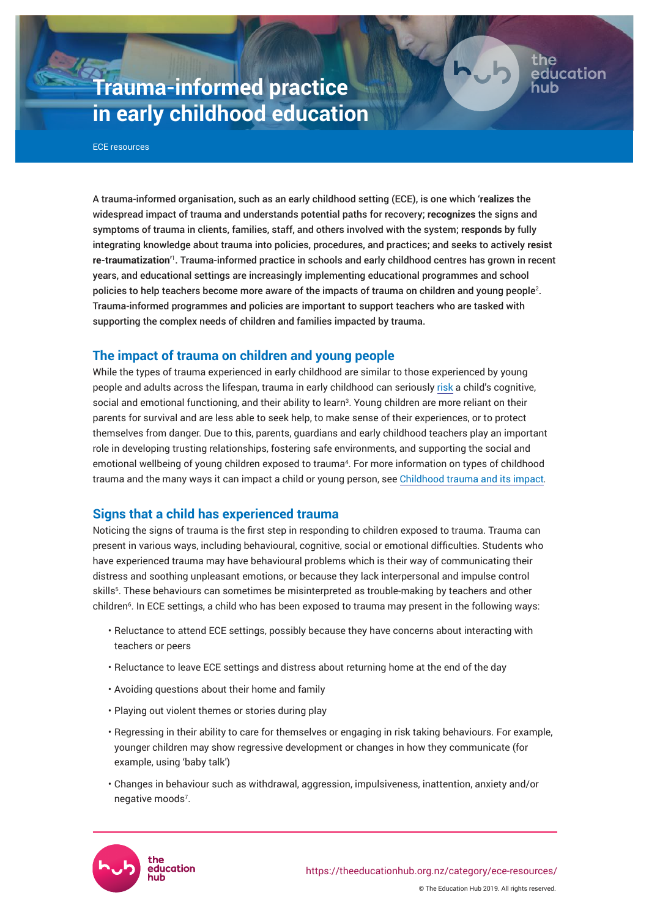# Trauma-informed practice in early childhood education

ECE resources

**A trauma-informed organisation, such as an early childhood setting (ECE), is one which 'realizes the widespread impact of trauma and understands potential paths for recovery; recognizes the signs and symptoms of trauma in clients, families, staff, and others involved with the system; responds by fully integrating knowledge about trauma into policies, procedures, and practices; and seeks to actively resist re-traumatization'[1]. Trauma-informed practice in schools and early childhood centres has grown in recent years, and educational settings are increasingly implementing educational programmes and school policies to help teachers become more aware of the impacts of trauma on children and young people[2]. Trauma-informed programmes and policies are important to support teachers who are tasked with supporting the complex needs of children and families impacted by trauma.**

## The impact of trauma on children and young people

While the types of trauma experienced in early childhood are similar to those experienced by young people and adults across the lifespan, trauma in early childhood can seriously risk a child's cognitive, social and emotional functioning, and their ability to learn[3]. Young children are more reliant on their parents for survival and are less able to seek help, to make sense of their experiences, or to protect themselves from danger. Due to this, parents, guardians and early childhood teachers play an important role in developing trusting relationships, fostering safe environments, and supporting the social and emotional wellbeing of young children exposed to trauma[4]. For more information on types of childhood trauma and the many ways it can impact a child or young person, see Childhood trauma and its impact.

## Signs that a child has experienced trauma

Noticing the signs of trauma is the first step in responding to children exposed to trauma. Trauma can present in various ways, including behavioural, cognitive, social or emotional difficulties. Students who have experienced trauma may have behavioural problems which is their way of communicating their distress and soothing unpleasant emotions, or because they lack interpersonal and impulse control skills[5]. These behaviours can sometimes be misinterpreted as trouble-making by teachers and other children[6]. In ECE settings, a child who has been exposed to trauma may present in the following ways:

- Reluctance to attend ECE settings, possibly because they have concerns about interacting with teachers or peers
- Reluctance to leave ECE settings and distress about returning home at the end of the day
- Avoiding questions about their home and family
- Playing out violent themes or stories during play
- Regressing in their ability to care for themselves or engaging in risk taking behaviours. For example, younger children may show regressive development or changes in how they communicate (for example, using 'baby talk')
- Changes in behaviour such as withdrawal, aggression, impulsiveness, inattention, anxiety and/or negative moods[7].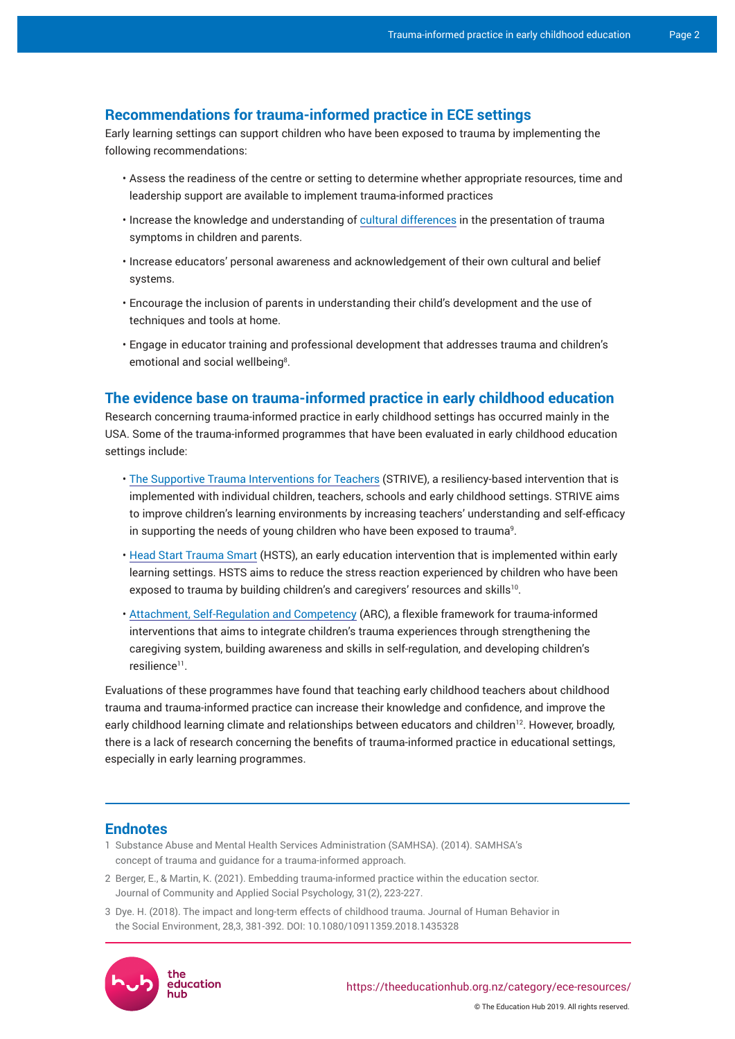## Recommendations for trauma-informed practice in ECE settings

Early learning settings can support children who have been exposed to trauma by implementing the following recommendations:

- Assess the readiness of the centre or setting to determine whether appropriate resources, time and leadership support are available to implement trauma-informed practices
- Increase the knowledge and understanding of cultural differences in the presentation of trauma symptoms in children and parents.
- Increase educators' personal awareness and acknowledgement of their own cultural and belief systems.
- Encourage the inclusion of parents in understanding their child's development and the use of techniques and tools at home.
- Engage in educator training and professional development that addresses trauma and children's emotional and social wellbeing[8].

## The evidence base on trauma-informed practice in early childhood education

Research concerning trauma-informed practice in early childhood settings has occurred mainly in the USA. Some of the trauma-informed programmes that have been evaluated in early childhood education settings include:

- The Supportive Trauma Interventions for Teachers (STRIVE), a resiliency-based intervention that is implemented with individual children, teachers, schools and early childhood settings. STRIVE aims to improve children's learning environments by increasing teachers' understanding and self-efficacy in supporting the needs of young children who have been exposed to trauma[9].
- Head Start Trauma Smart (HSTS), an early education intervention that is implemented within early learning settings. HSTS aims to reduce the stress reaction experienced by children who have been exposed to trauma by building children's and caregivers' resources and skills[10].
- Attachment, Self-Regulation and Competency (ARC), a flexible framework for trauma-informed interventions that aims to integrate children's trauma experiences through strengthening the caregiving system, building awareness and skills in self-regulation, and developing children's resilience[11].

Evaluations of these programmes have found that teaching early childhood teachers about childhood trauma and trauma-informed practice can increase their knowledge and confidence, and improve the early childhood learning climate and relationships between educators and children[12]. However, broadly, there is a lack of research concerning the benefits of trauma-informed practice in educational settings, especially in early learning programmes.

## Endnotes

1. Substance Abuse and Mental Health Services Administration (SAMHSA). (2014). SAMHSA's concept of trauma and guidance for a trauma-informed approach.
2. Berger, E., & Martin, K. (2021). Embedding trauma-informed practice within the education sector. Journal of Community and Applied Social Psychology, 31(2), 223-227.
3. Dye. H. (2018). The impact and long-term effects of childhood trauma. Journal of Human Behavior in the Social Environment, 28,3, 381-392. DOI: 10.1080/10911359.2018.1435328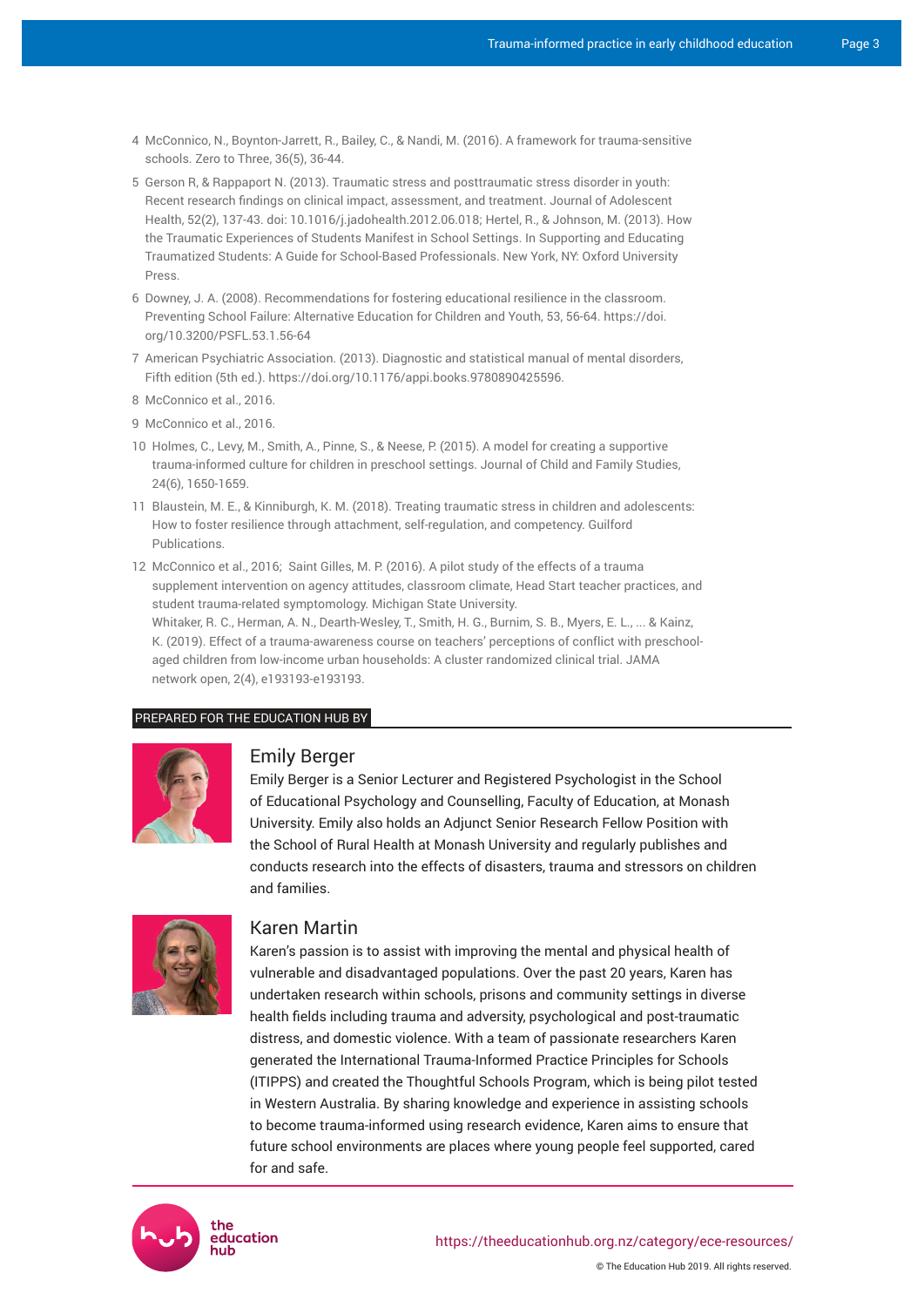4 McConnico, N., Boynton-Jarrett, R., Bailey, C., & Nandi, M. (2016). A framework for trauma-sensitive schools. Zero to Three, 36(5), 36-44.

5 Gerson R, & Rappaport N. (2013). Traumatic stress and posttraumatic stress disorder in youth: Recent research findings on clinical impact, assessment, and treatment. Journal of Adolescent Health, 52(2), 137-43. doi: 10.1016/j.jadohealth.2012.06.018; Hertel, R., & Johnson, M. (2013). How the Traumatic Experiences of Students Manifest in School Settings. In Supporting and Educating Traumatized Students: A Guide for School-Based Professionals. New York, NY: Oxford University Press.

6 Downey, J. A. (2008). Recommendations for fostering educational resilience in the classroom. Preventing School Failure: Alternative Education for Children and Youth, 53, 56-64. https://doi.org/10.3200/PSFL.53.1.56-64

7 American Psychiatric Association. (2013). Diagnostic and statistical manual of mental disorders, Fifth edition (5th ed.). https://doi.org/10.1176/appi.books.9780890425596.

8 McConnico et al., 2016.

9 McConnico et al., 2016.

10 Holmes, C., Levy, M., Smith, A., Pinne, S., & Neese, P. (2015). A model for creating a supportive trauma-informed culture for children in preschool settings. Journal of Child and Family Studies, 24(6), 1650-1659.

11 Blaustein, M. E., & Kinniburgh, K. M. (2018). Treating traumatic stress in children and adolescents: How to foster resilience through attachment, self-regulation, and competency. Guilford Publications.

12 McConnico et al., 2016; Saint Gilles, M. P. (2016). A pilot study of the effects of a trauma supplement intervention on agency attitudes, classroom climate, Head Start teacher practices, and student trauma-related symptomology. Michigan State University.
Whitaker, R. C., Herman, A. N., Dearth-Wesley, T., Smith, H. G., Burnim, S. B., Myers, E. L., ... & Kainz, K. (2019). Effect of a trauma-awareness course on teachers' perceptions of conflict with preschool-aged children from low-income urban households: A cluster randomized clinical trial. JAMA network open, 2(4), e193193-e193193.

PREPARED FOR THE EDUCATION HUB BY

## Emily Berger

Emily Berger is a Senior Lecturer and Registered Psychologist in the School of Educational Psychology and Counselling, Faculty of Education, at Monash University. Emily also holds an Adjunct Senior Research Fellow Position with the School of Rural Health at Monash University and regularly publishes and conducts research into the effects of disasters, trauma and stressors on children and families.

## Karen Martin

Karen's passion is to assist with improving the mental and physical health of vulnerable and disadvantaged populations. Over the past 20 years, Karen has undertaken research within schools, prisons and community settings in diverse health fields including trauma and adversity, psychological and post-traumatic distress, and domestic violence. With a team of passionate researchers Karen generated the International Trauma-Informed Practice Principles for Schools (ITIPPS) and created the Thoughtful Schools Program, which is being pilot tested in Western Australia. By sharing knowledge and experience in assisting schools to become trauma-informed using research evidence, Karen aims to ensure that future school environments are places where young people feel supported, cared for and safe.

https://theeducationhub.org.nz/category/ece-resources/

© The Education Hub 2019. All rights reserved.